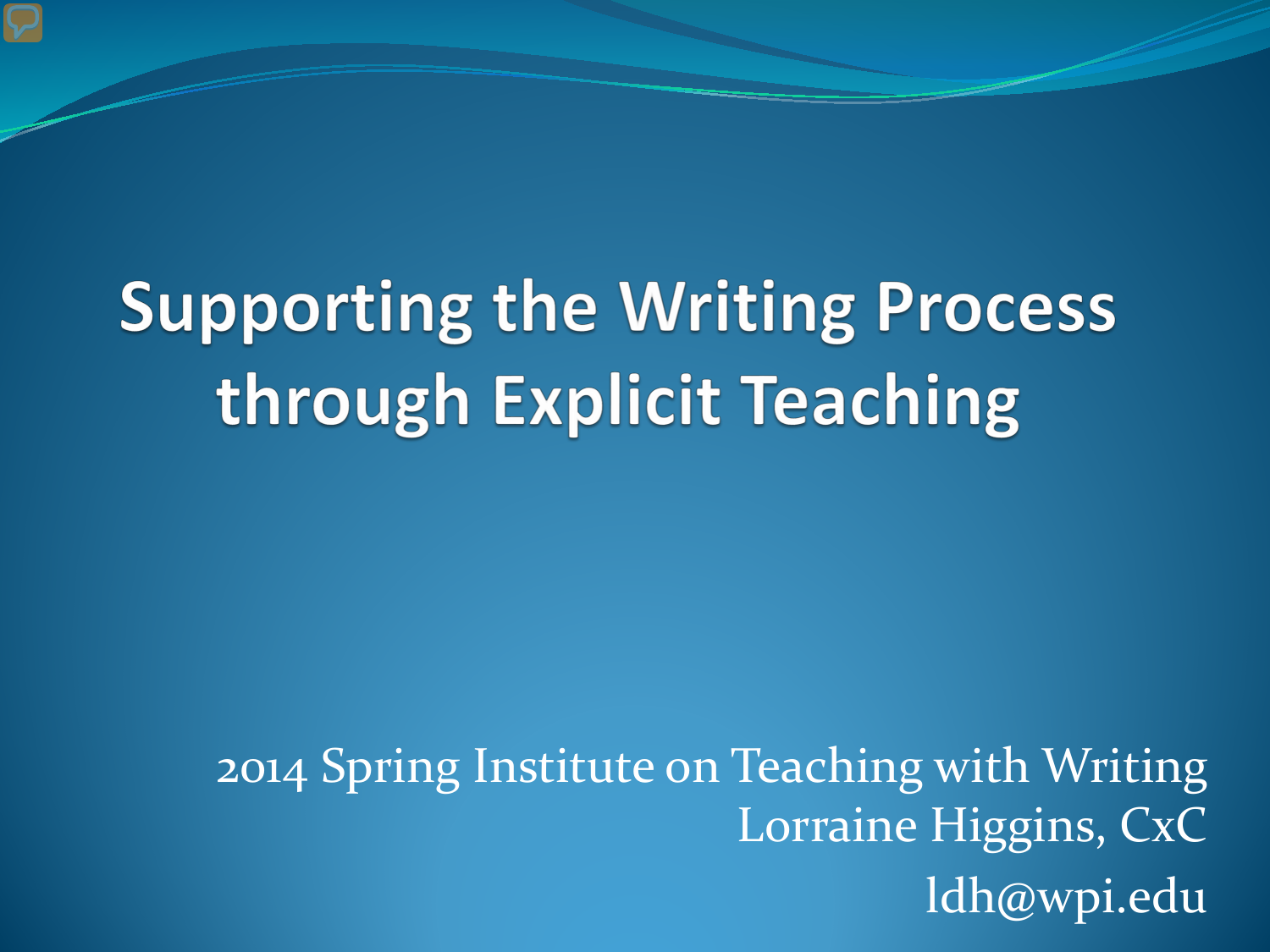# Supporting the Writing Process through Explicit Teaching

2014 Spring Institute on Teaching with Writing
Lorraine Higgins, CxC
ldh@wpi.edu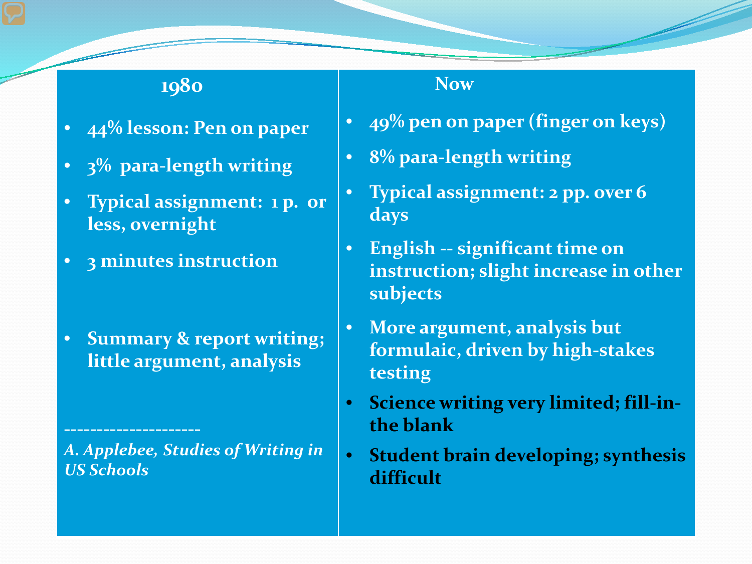| 1980 | Now |
|---|---|
| 44% lesson: Pen on paper | 49% pen on paper (finger on keys) |
| 3% para-length writing | 8% para-length writing |
| Typical assignment: 1 p. or less, overnight | Typical assignment: 2 pp. over 6 days |
| 3 minutes instruction | English -- significant time on instruction; slight increase in other subjects |
| Summary & report writing; little argument, analysis | More argument, analysis but formulaic, driven by high-stakes testing |
| | **Science writing very limited; fill-in-the blank** |
| | **Student brain developing; synthesis difficult** |

--------------------

*A. Applebee, Studies of Writing in US Schools*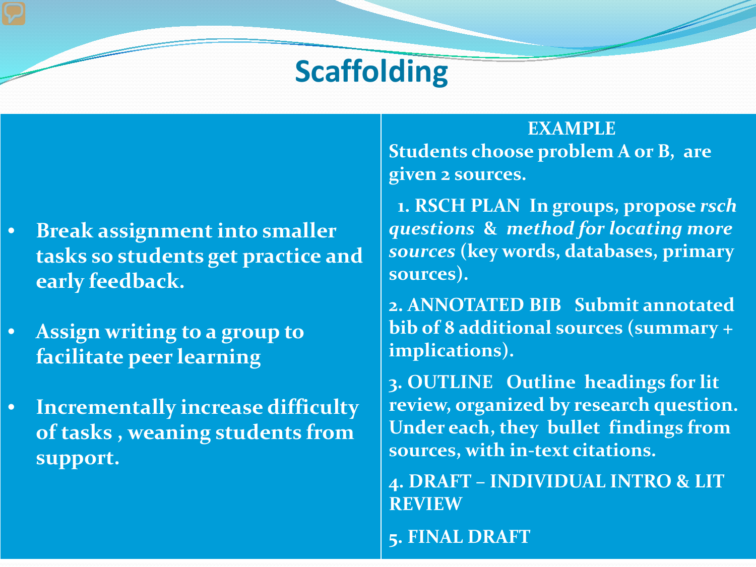# Scaffolding

- **Break assignment into smaller tasks so students get practice and early feedback.**
- **Assign writing to a group to facilitate peer learning**
- **Incrementally increase difficulty of tasks , weaning students from support.**

**EXAMPLE**

**Students choose problem A or B, are given 2 sources.**

**1. RSCH PLAN In groups, propose *rsch questions* & *method for locating more sources* (key words, databases, primary sources).**

**2. ANNOTATED BIB Submit annotated bib of 8 additional sources (summary + implications).**

**3. OUTLINE Outline headings for lit review, organized by research question. Under each, they bullet findings from sources, with in-text citations.**

**4. DRAFT – INDIVIDUAL INTRO & LIT REVIEW**

**5. FINAL DRAFT**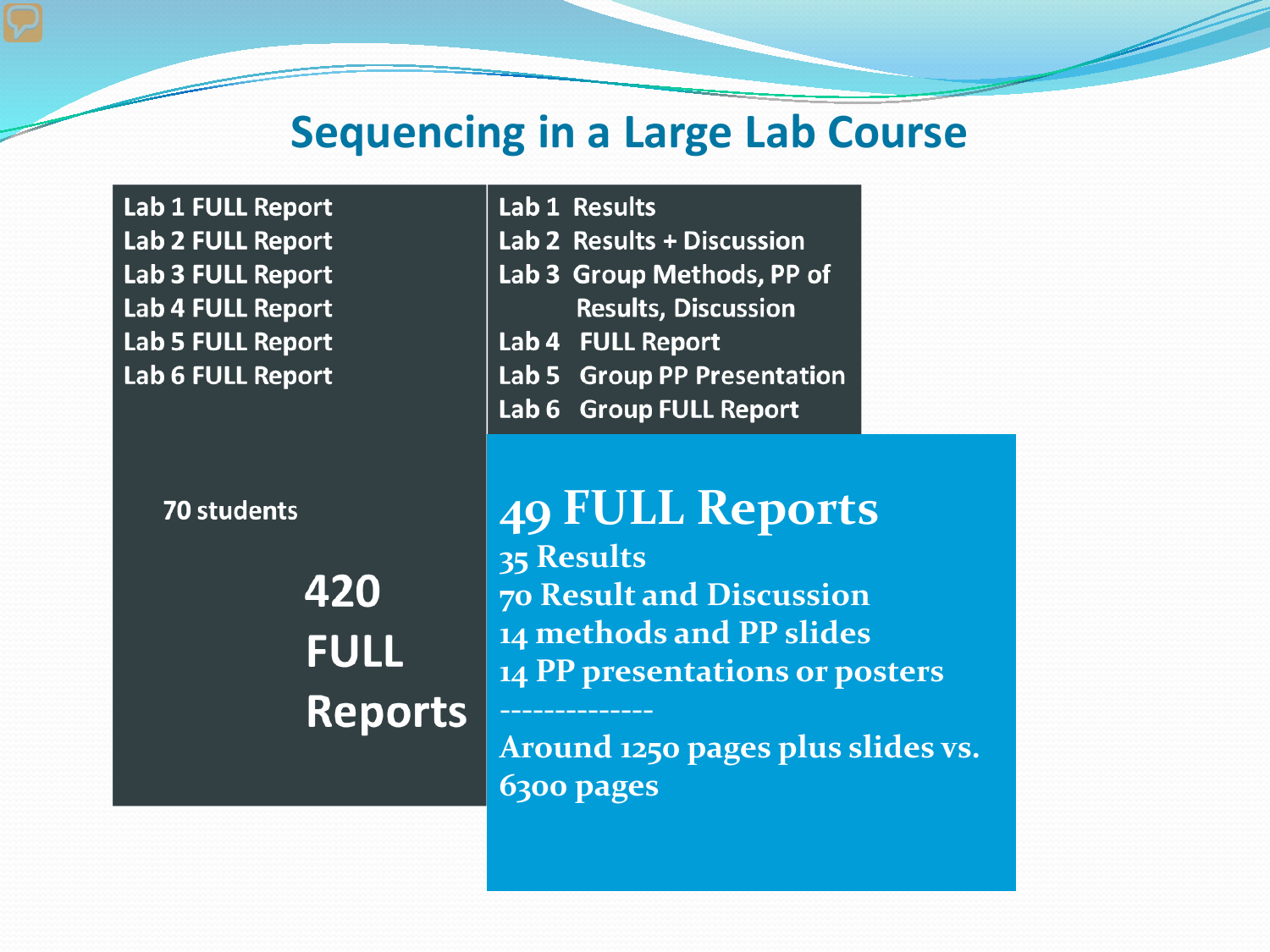# Sequencing in a Large Lab Course

Lab 1 FULL Report
Lab 2 FULL Report
Lab 3 FULL Report
Lab 4 FULL Report
Lab 5 FULL Report
Lab 6 FULL Report

70 students

**420 FULL Reports**

Lab 1 Results
Lab 2 Results + Discussion
Lab 3 Group Methods, PP of Results, Discussion
Lab 4 FULL Report
Lab 5 Group PP Presentation
Lab 6 Group FULL Report

**49 FULL Reports**
35 Results
70 Result and Discussion
14 methods and PP slides
14 PP presentations or posters
--------------
Around 1250 pages plus slides vs. 6300 pages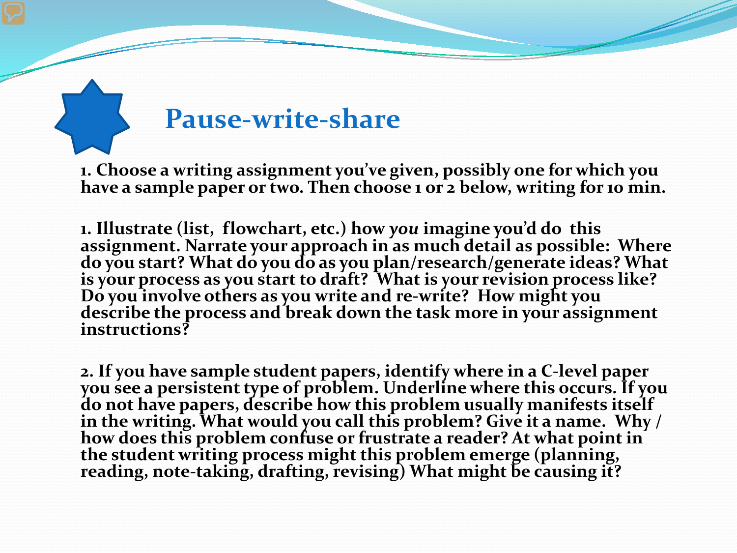# Pause-write-share

**1. Choose a writing assignment you've given, possibly one for which you have a sample paper or two. Then choose 1 or 2 below, writing for 10 min.**

**1. Illustrate (list, flowchart, etc.) how *you* imagine you'd do this assignment. Narrate your approach in as much detail as possible: Where do you start? What do you do as you plan/research/generate ideas? What is your process as you start to draft? What is your revision process like? Do you involve others as you write and re-write? How might you describe the process and break down the task more in your assignment instructions?**

**2. If you have sample student papers, identify where in a C-level paper you see a persistent type of problem. Underline where this occurs. If you do not have papers, describe how this problem usually manifests itself in the writing. What would you call this problem? Give it a name. Why / how does this problem confuse or frustrate a reader? At what point in the student writing process might this problem emerge (planning, reading, note-taking, drafting, revising) What might be causing it?**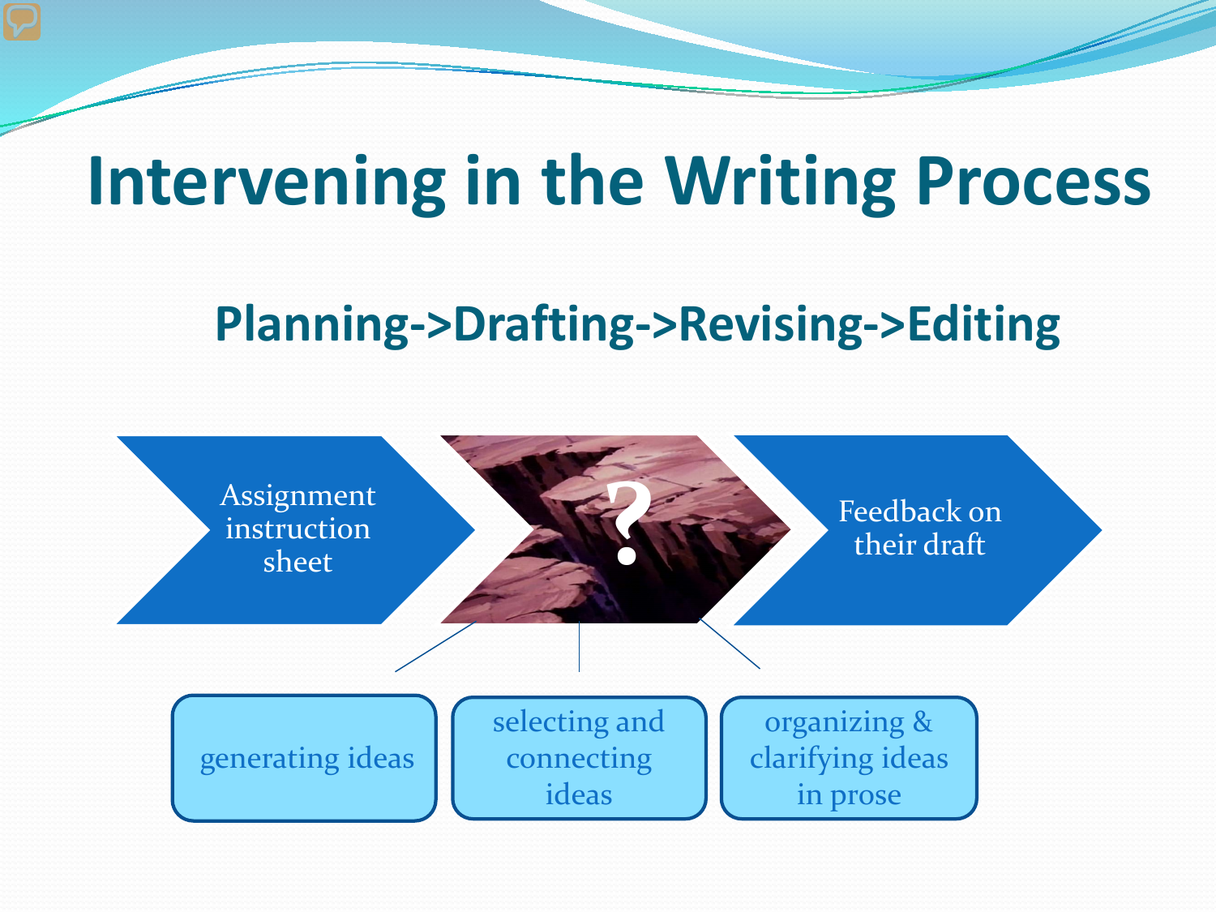# Intervening in the Writing Process

## Planning->Drafting->Revising->Editing

Assignment instruction sheet → ? → Feedback on their draft

- generating ideas
- selecting and connecting ideas
- organizing & clarifying ideas in prose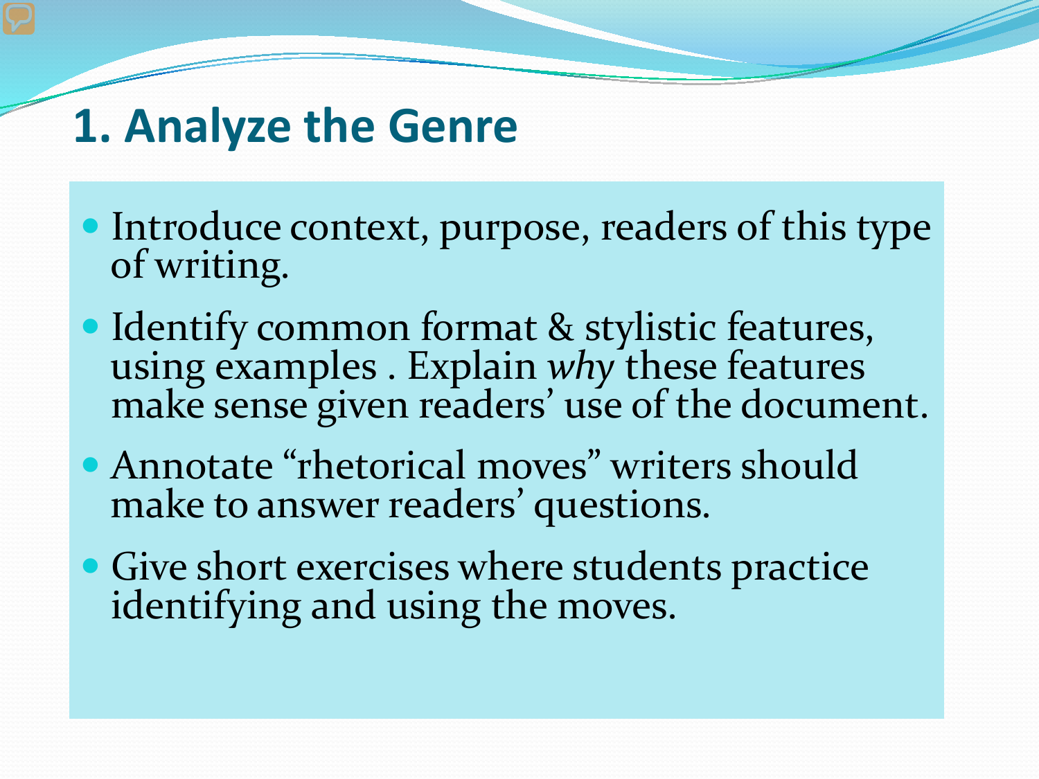# 1. Analyze the Genre

- Introduce context, purpose, readers of this type of writing.
- Identify common format & stylistic features, using examples . Explain *why* these features make sense given readers' use of the document.
- Annotate "rhetorical moves" writers should make to answer readers' questions.
- Give short exercises where students practice identifying and using the moves.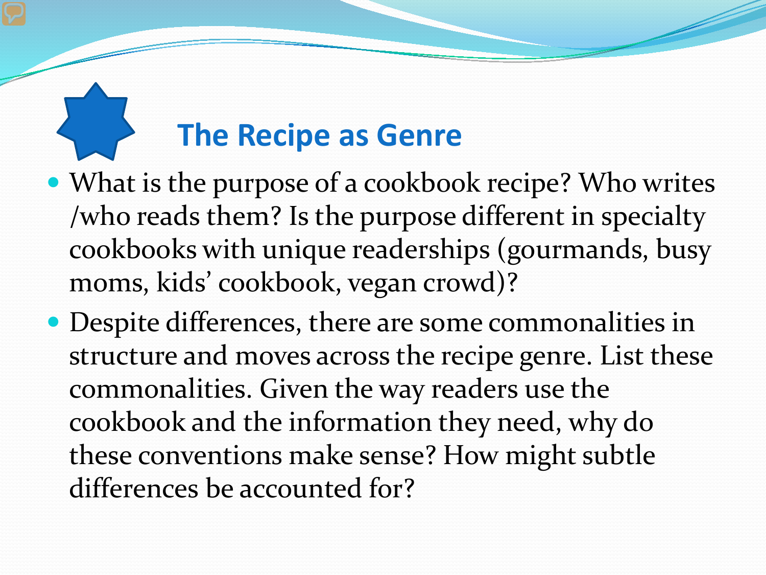## The Recipe as Genre

- What is the purpose of a cookbook recipe? Who writes /who reads them? Is the purpose different in specialty cookbooks with unique readerships (gourmands, busy moms, kids' cookbook, vegan crowd)?
- Despite differences, there are some commonalities in structure and moves across the recipe genre. List these commonalities. Given the way readers use the cookbook and the information they need, why do these conventions make sense? How might subtle differences be accounted for?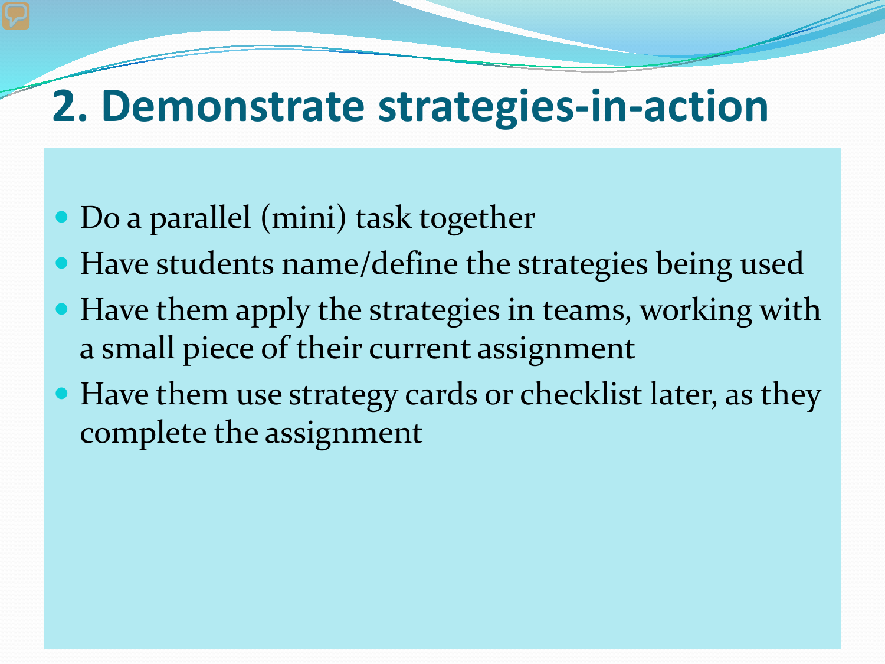# 2. Demonstrate strategies-in-action

- Do a parallel (mini) task together
- Have students name/define the strategies being used
- Have them apply the strategies in teams, working with a small piece of their current assignment
- Have them use strategy cards or checklist later, as they complete the assignment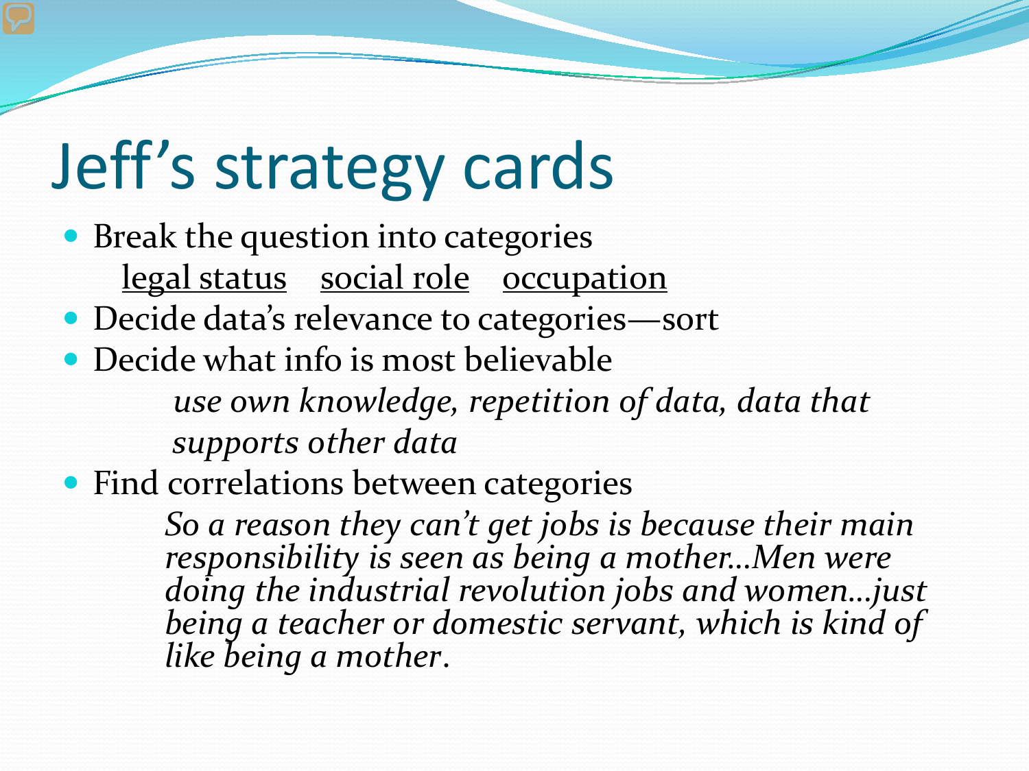# Jeff's strategy cards

- Break the question into categories

  <u>legal status</u>  <u>social role</u>  <u>occupation</u>

- Decide data's relevance to categories—sort
- Decide what info is most believable

  *use own knowledge, repetition of data, data that supports other data*

- Find correlations between categories

  *So a reason they can't get jobs is because their main responsibility is seen as being a mother…Men were doing the industrial revolution jobs and women…just being a teacher or domestic servant, which is kind of like being a mother.*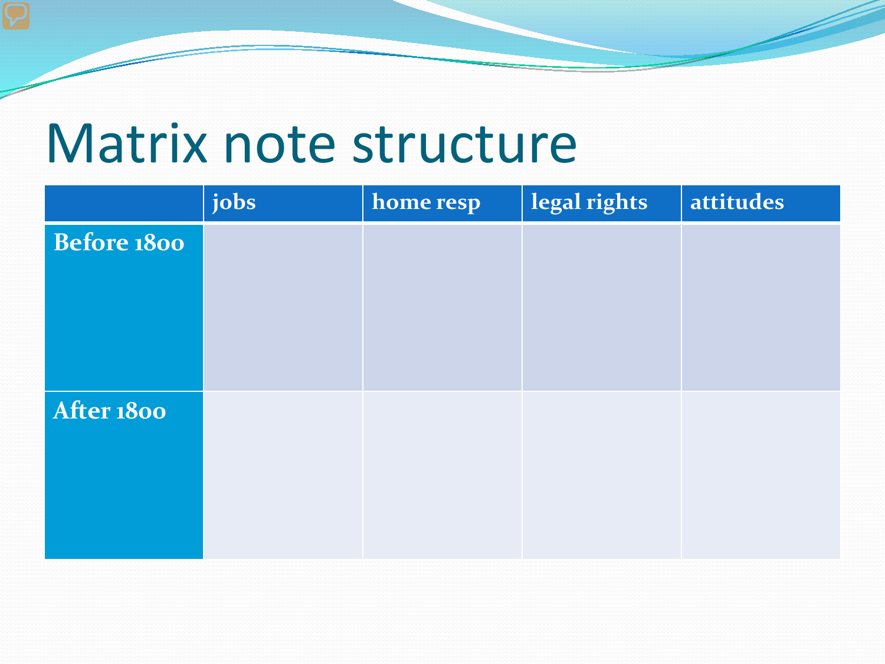# Matrix note structure

| | jobs | home resp | legal rights | attitudes |
|---|---|---|---|---|
| **Before 1800** | | | | |
| **After 1800** | | | | |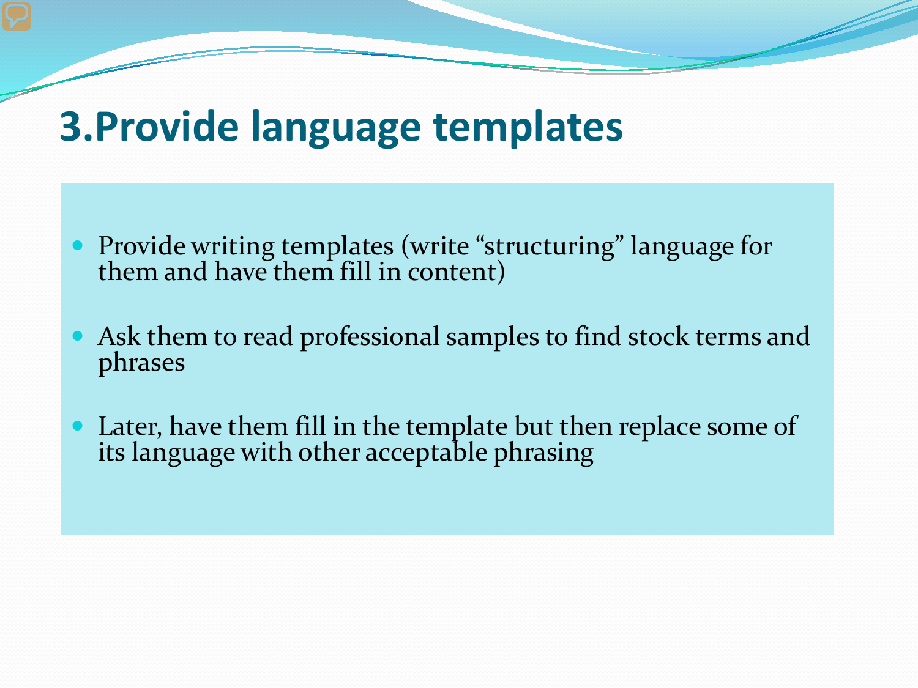# 3.Provide language templates

- Provide writing templates (write “structuring” language for them and have them fill in content)
- Ask them to read professional samples to find stock terms and phrases
- Later, have them fill in the template but then replace some of its language with other acceptable phrasing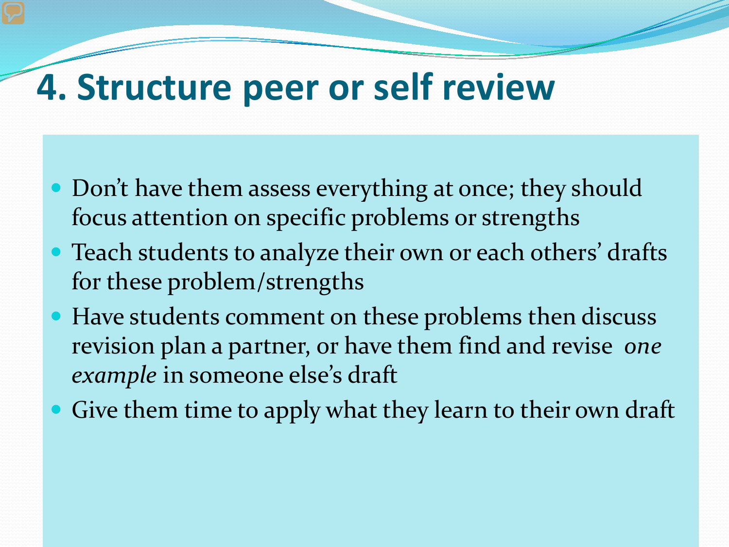# 4. Structure peer or self review

- Don't have them assess everything at once; they should focus attention on specific problems or strengths
- Teach students to analyze their own or each others' drafts for these problem/strengths
- Have students comment on these problems then discuss revision plan a partner, or have them find and revise *one example* in someone else's draft
- Give them time to apply what they learn to their own draft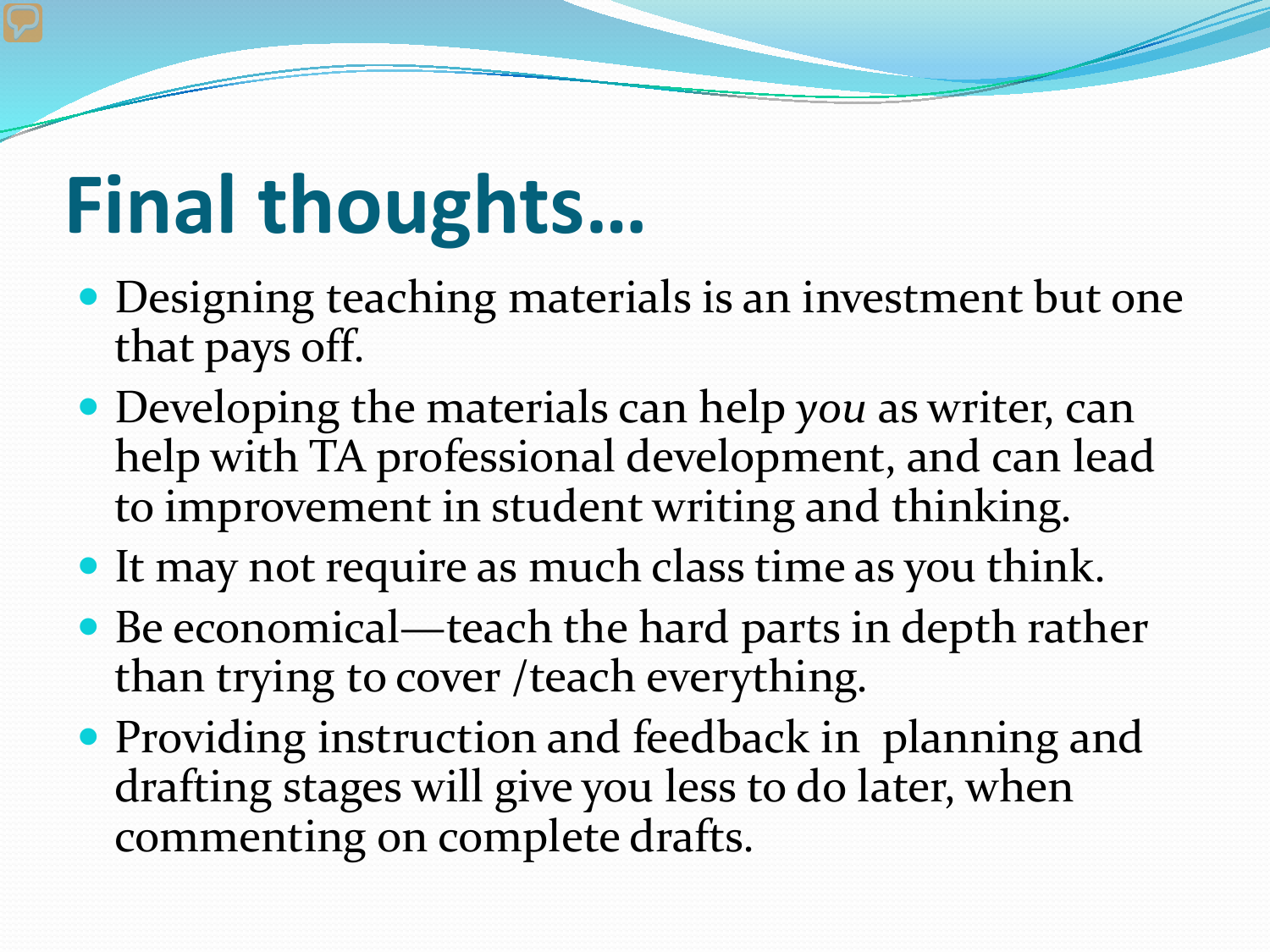# Final thoughts…

- Designing teaching materials is an investment but one that pays off.
- Developing the materials can help *you* as writer, can help with TA professional development, and can lead to improvement in student writing and thinking.
- It may not require as much class time as you think.
- Be economical—teach the hard parts in depth rather than trying to cover /teach everything.
- Providing instruction and feedback in planning and drafting stages will give you less to do later, when commenting on complete drafts.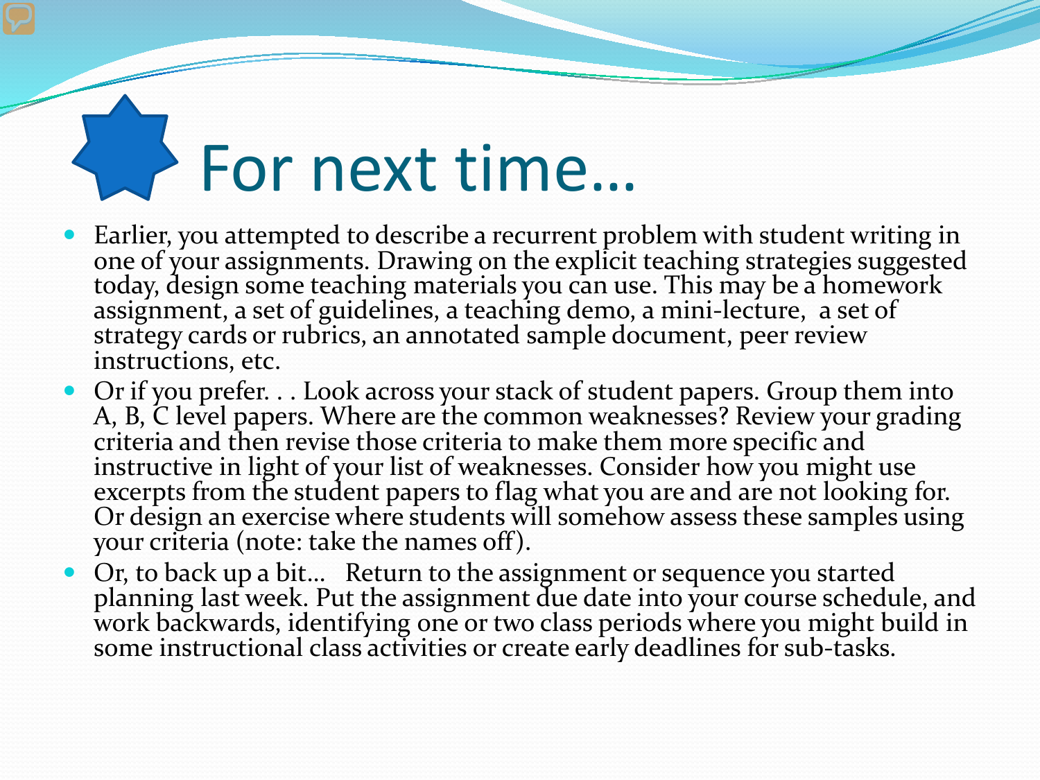# For next time…

- Earlier, you attempted to describe a recurrent problem with student writing in one of your assignments. Drawing on the explicit teaching strategies suggested today, design some teaching materials you can use. This may be a homework assignment, a set of guidelines, a teaching demo, a mini-lecture, a set of strategy cards or rubrics, an annotated sample document, peer review instructions, etc.
- Or if you prefer. . . Look across your stack of student papers. Group them into A, B, C level papers. Where are the common weaknesses? Review your grading criteria and then revise those criteria to make them more specific and instructive in light of your list of weaknesses. Consider how you might use excerpts from the student papers to flag what you are and are not looking for. Or design an exercise where students will somehow assess these samples using your criteria (note: take the names off).
- Or, to back up a bit… Return to the assignment or sequence you started planning last week. Put the assignment due date into your course schedule, and work backwards, identifying one or two class periods where you might build in some instructional class activities or create early deadlines for sub-tasks.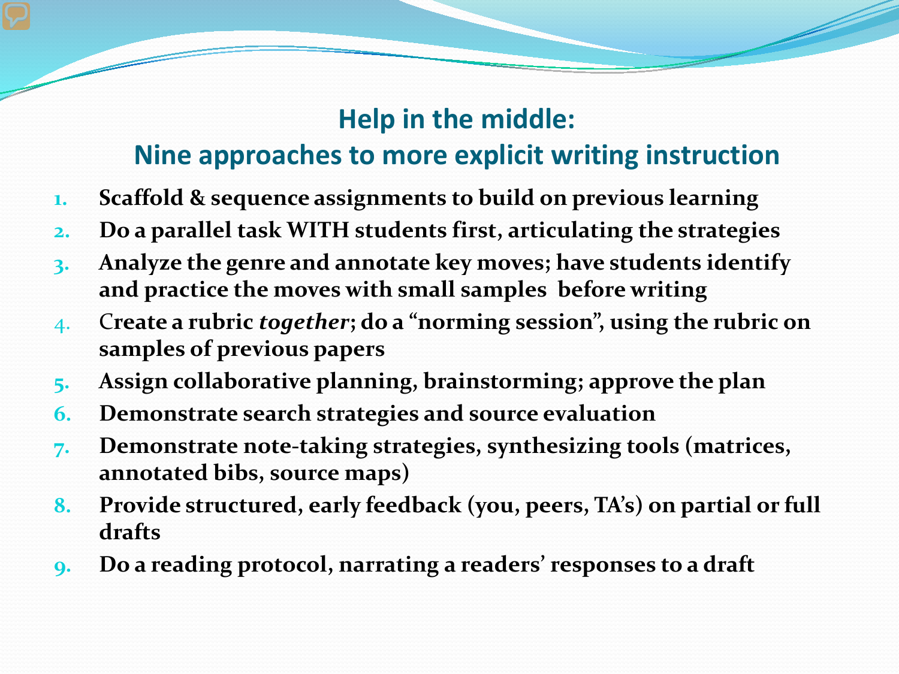## Help in the middle:
## Nine approaches to more explicit writing instruction

1. **Scaffold & sequence assignments to build on previous learning**
2. **Do a parallel task WITH students first, articulating the strategies**
3. **Analyze the genre and annotate key moves; have students identify and practice the moves with small samples before writing**
4. **Create a rubric *together*; do a "norming session", using the rubric on samples of previous papers**
5. **Assign collaborative planning, brainstorming; approve the plan**
6. **Demonstrate search strategies and source evaluation**
7. **Demonstrate note-taking strategies, synthesizing tools (matrices, annotated bibs, source maps)**
8. **Provide structured, early feedback (you, peers, TA's) on partial or full drafts**
9. **Do a reading protocol, narrating a readers' responses to a draft**